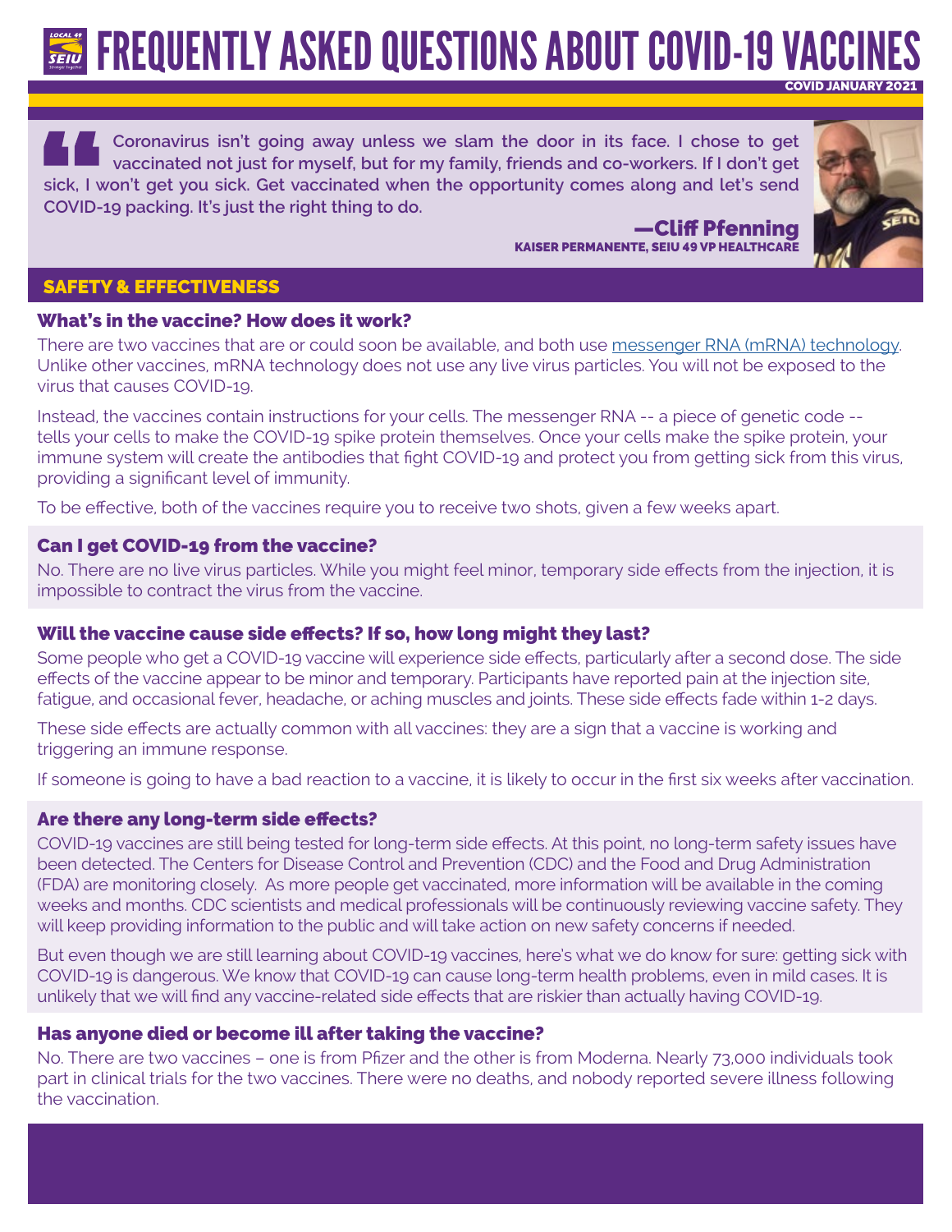# FREQUENTLY ASKED QUESTIONS ABOUT COVID-19 VACCINES

COVID JANUARY 2021

> **Coronavirus isn't going away unless we slam the door in its face. I chose to get vaccinated not just for myself, but for my family, friends and co-workers. If I don't get sick, I won't get you sick. Get vaccinated when the opportunity comes along and let's send COVID-19 packing. It's just the right thing to do.**
>
> **—Cliff Pfenning**
> KAISER PERMANENTE, SEIU 49 VP HEALTHCARE

## SAFETY & EFFECTIVENESS

### What's in the vaccine? How does it work?

There are two vaccines that are or could soon be available, and both use messenger RNA (mRNA) technology. Unlike other vaccines, mRNA technology does not use any live virus particles. You will not be exposed to the virus that causes COVID-19.

Instead, the vaccines contain instructions for your cells. The messenger RNA -- a piece of genetic code -- tells your cells to make the COVID-19 spike protein themselves. Once your cells make the spike protein, your immune system will create the antibodies that fight COVID-19 and protect you from getting sick from this virus, providing a significant level of immunity.

To be effective, both of the vaccines require you to receive two shots, given a few weeks apart.

### Can I get COVID-19 from the vaccine?

No. There are no live virus particles. While you might feel minor, temporary side effects from the injection, it is impossible to contract the virus from the vaccine.

### Will the vaccine cause side effects? If so, how long might they last?

Some people who get a COVID-19 vaccine will experience side effects, particularly after a second dose. The side effects of the vaccine appear to be minor and temporary. Participants have reported pain at the injection site, fatigue, and occasional fever, headache, or aching muscles and joints. These side effects fade within 1-2 days.

These side effects are actually common with all vaccines: they are a sign that a vaccine is working and triggering an immune response.

If someone is going to have a bad reaction to a vaccine, it is likely to occur in the first six weeks after vaccination.

### Are there any long-term side effects?

COVID-19 vaccines are still being tested for long-term side effects. At this point, no long-term safety issues have been detected. The Centers for Disease Control and Prevention (CDC) and the Food and Drug Administration (FDA) are monitoring closely. As more people get vaccinated, more information will be available in the coming weeks and months. CDC scientists and medical professionals will be continuously reviewing vaccine safety. They will keep providing information to the public and will take action on new safety concerns if needed.

But even though we are still learning about COVID-19 vaccines, here's what we do know for sure: getting sick with COVID-19 is dangerous. We know that COVID-19 can cause long-term health problems, even in mild cases. It is unlikely that we will find any vaccine-related side effects that are riskier than actually having COVID-19.

### Has anyone died or become ill after taking the vaccine?

No. There are two vaccines – one is from Pfizer and the other is from Moderna. Nearly 73,000 individuals took part in clinical trials for the two vaccines. There were no deaths, and nobody reported severe illness following the vaccination.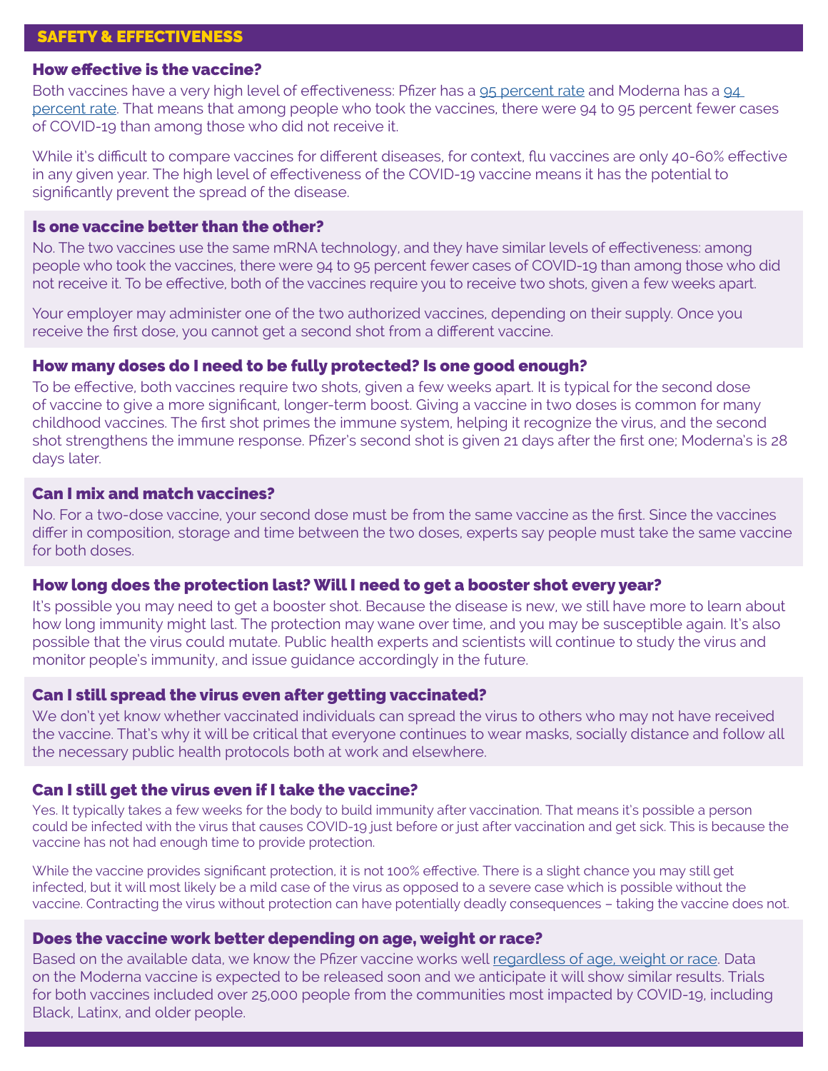## SAFETY & EFFECTIVENESS

### How effective is the vaccine?

Both vaccines have a very high level of effectiveness: Pfizer has a 95 percent rate and Moderna has a 94 percent rate. That means that among people who took the vaccines, there were 94 to 95 percent fewer cases of COVID-19 than among those who did not receive it.

While it's difficult to compare vaccines for different diseases, for context, flu vaccines are only 40-60% effective in any given year. The high level of effectiveness of the COVID-19 vaccine means it has the potential to significantly prevent the spread of the disease.

### Is one vaccine better than the other?

No. The two vaccines use the same mRNA technology, and they have similar levels of effectiveness: among people who took the vaccines, there were 94 to 95 percent fewer cases of COVID-19 than among those who did not receive it. To be effective, both of the vaccines require you to receive two shots, given a few weeks apart.

Your employer may administer one of the two authorized vaccines, depending on their supply. Once you receive the first dose, you cannot get a second shot from a different vaccine.

### How many doses do I need to be fully protected? Is one good enough?

To be effective, both vaccines require two shots, given a few weeks apart. It is typical for the second dose of vaccine to give a more significant, longer-term boost. Giving a vaccine in two doses is common for many childhood vaccines. The first shot primes the immune system, helping it recognize the virus, and the second shot strengthens the immune response. Pfizer's second shot is given 21 days after the first one; Moderna's is 28 days later.

### Can I mix and match vaccines?

No. For a two-dose vaccine, your second dose must be from the same vaccine as the first. Since the vaccines differ in composition, storage and time between the two doses, experts say people must take the same vaccine for both doses.

### How long does the protection last? Will I need to get a booster shot every year?

It's possible you may need to get a booster shot. Because the disease is new, we still have more to learn about how long immunity might last. The protection may wane over time, and you may be susceptible again. It's also possible that the virus could mutate. Public health experts and scientists will continue to study the virus and monitor people's immunity, and issue guidance accordingly in the future.

### Can I still spread the virus even after getting vaccinated?

We don't yet know whether vaccinated individuals can spread the virus to others who may not have received the vaccine. That's why it will be critical that everyone continues to wear masks, socially distance and follow all the necessary public health protocols both at work and elsewhere.

### Can I still get the virus even if I take the vaccine?

Yes. It typically takes a few weeks for the body to build immunity after vaccination. That means it's possible a person could be infected with the virus that causes COVID-19 just before or just after vaccination and get sick. This is because the vaccine has not had enough time to provide protection.

While the vaccine provides significant protection, it is not 100% effective. There is a slight chance you may still get infected, but it will most likely be a mild case of the virus as opposed to a severe case which is possible without the vaccine. Contracting the virus without protection can have potentially deadly consequences – taking the vaccine does not.

### Does the vaccine work better depending on age, weight or race?

Based on the available data, we know the Pfizer vaccine works well regardless of age, weight or race. Data on the Moderna vaccine is expected to be released soon and we anticipate it will show similar results. Trials for both vaccines included over 25,000 people from the communities most impacted by COVID-19, including Black, Latinx, and older people.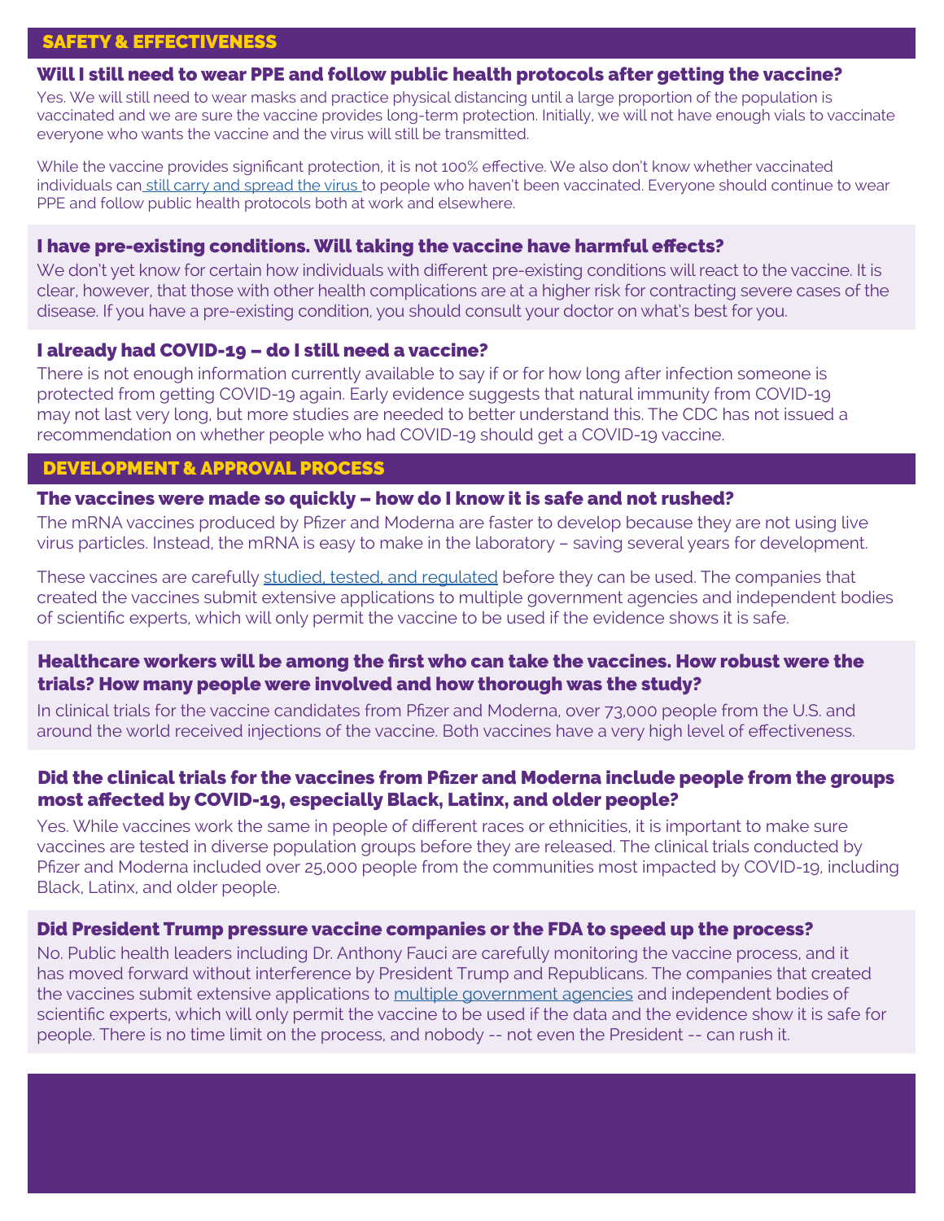## SAFETY & EFFECTIVENESS

### Will I still need to wear PPE and follow public health protocols after getting the vaccine?

Yes. We will still need to wear masks and practice physical distancing until a large proportion of the population is vaccinated and we are sure the vaccine provides long-term protection. Initially, we will not have enough vials to vaccinate everyone who wants the vaccine and the virus will still be transmitted.

While the vaccine provides significant protection, it is not 100% effective. We also don't know whether vaccinated individuals can still carry and spread the virus to people who haven't been vaccinated. Everyone should continue to wear PPE and follow public health protocols both at work and elsewhere.

### I have pre-existing conditions. Will taking the vaccine have harmful effects?

We don't yet know for certain how individuals with different pre-existing conditions will react to the vaccine. It is clear, however, that those with other health complications are at a higher risk for contracting severe cases of the disease. If you have a pre-existing condition, you should consult your doctor on what's best for you.

### I already had COVID-19 – do I still need a vaccine?

There is not enough information currently available to say if or for how long after infection someone is protected from getting COVID-19 again. Early evidence suggests that natural immunity from COVID-19 may not last very long, but more studies are needed to better understand this. The CDC has not issued a recommendation on whether people who had COVID-19 should get a COVID-19 vaccine.

## DEVELOPMENT & APPROVAL PROCESS

### The vaccines were made so quickly – how do I know it is safe and not rushed?

The mRNA vaccines produced by Pfizer and Moderna are faster to develop because they are not using live virus particles. Instead, the mRNA is easy to make in the laboratory – saving several years for development.

These vaccines are carefully studied, tested, and regulated before they can be used. The companies that created the vaccines submit extensive applications to multiple government agencies and independent bodies of scientific experts, which will only permit the vaccine to be used if the evidence shows it is safe.

### Healthcare workers will be among the first who can take the vaccines. How robust were the trials? How many people were involved and how thorough was the study?

In clinical trials for the vaccine candidates from Pfizer and Moderna, over 73,000 people from the U.S. and around the world received injections of the vaccine. Both vaccines have a very high level of effectiveness.

### Did the clinical trials for the vaccines from Pfizer and Moderna include people from the groups most affected by COVID-19, especially Black, Latinx, and older people?

Yes. While vaccines work the same in people of different races or ethnicities, it is important to make sure vaccines are tested in diverse population groups before they are released. The clinical trials conducted by Pfizer and Moderna included over 25,000 people from the communities most impacted by COVID-19, including Black, Latinx, and older people.

### Did President Trump pressure vaccine companies or the FDA to speed up the process?

No. Public health leaders including Dr. Anthony Fauci are carefully monitoring the vaccine process, and it has moved forward without interference by President Trump and Republicans. The companies that created the vaccines submit extensive applications to multiple government agencies and independent bodies of scientific experts, which will only permit the vaccine to be used if the data and the evidence show it is safe for people. There is no time limit on the process, and nobody -- not even the President -- can rush it.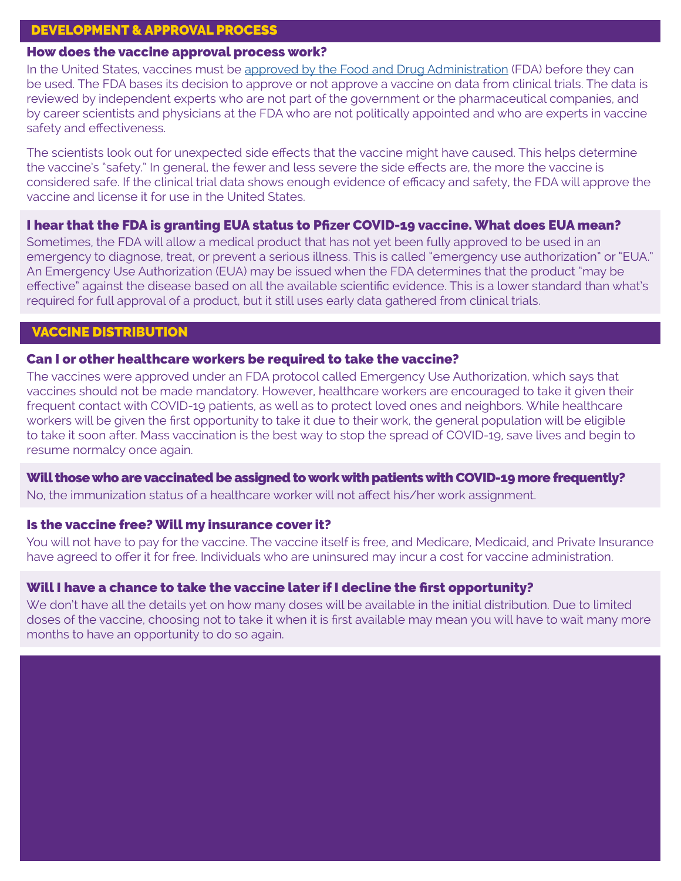## DEVELOPMENT & APPROVAL PROCESS

### How does the vaccine approval process work?

In the United States, vaccines must be [approved by the Food and Drug Administration](#) (FDA) before they can be used. The FDA bases its decision to approve or not approve a vaccine on data from clinical trials. The data is reviewed by independent experts who are not part of the government or the pharmaceutical companies, and by career scientists and physicians at the FDA who are not politically appointed and who are experts in vaccine safety and effectiveness.

The scientists look out for unexpected side effects that the vaccine might have caused. This helps determine the vaccine's "safety." In general, the fewer and less severe the side effects are, the more the vaccine is considered safe. If the clinical trial data shows enough evidence of efficacy and safety, the FDA will approve the vaccine and license it for use in the United States.

### I hear that the FDA is granting EUA status to Pfizer COVID-19 vaccine. What does EUA mean?

Sometimes, the FDA will allow a medical product that has not yet been fully approved to be used in an emergency to diagnose, treat, or prevent a serious illness. This is called "emergency use authorization" or "EUA." An Emergency Use Authorization (EUA) may be issued when the FDA determines that the product "may be effective" against the disease based on all the available scientific evidence. This is a lower standard than what's required for full approval of a product, but it still uses early data gathered from clinical trials.

## VACCINE DISTRIBUTION

### Can I or other healthcare workers be required to take the vaccine?

The vaccines were approved under an FDA protocol called Emergency Use Authorization, which says that vaccines should not be made mandatory. However, healthcare workers are encouraged to take it given their frequent contact with COVID-19 patients, as well as to protect loved ones and neighbors. While healthcare workers will be given the first opportunity to take it due to their work, the general population will be eligible to take it soon after. Mass vaccination is the best way to stop the spread of COVID-19, save lives and begin to resume normalcy once again.

### Will those who are vaccinated be assigned to work with patients with COVID-19 more frequently?

No, the immunization status of a healthcare worker will not affect his/her work assignment.

### Is the vaccine free? Will my insurance cover it?

You will not have to pay for the vaccine. The vaccine itself is free, and Medicare, Medicaid, and Private Insurance have agreed to offer it for free. Individuals who are uninsured may incur a cost for vaccine administration.

### Will I have a chance to take the vaccine later if I decline the first opportunity?

We don't have all the details yet on how many doses will be available in the initial distribution. Due to limited doses of the vaccine, choosing not to take it when it is first available may mean you will have to wait many more months to have an opportunity to do so again.